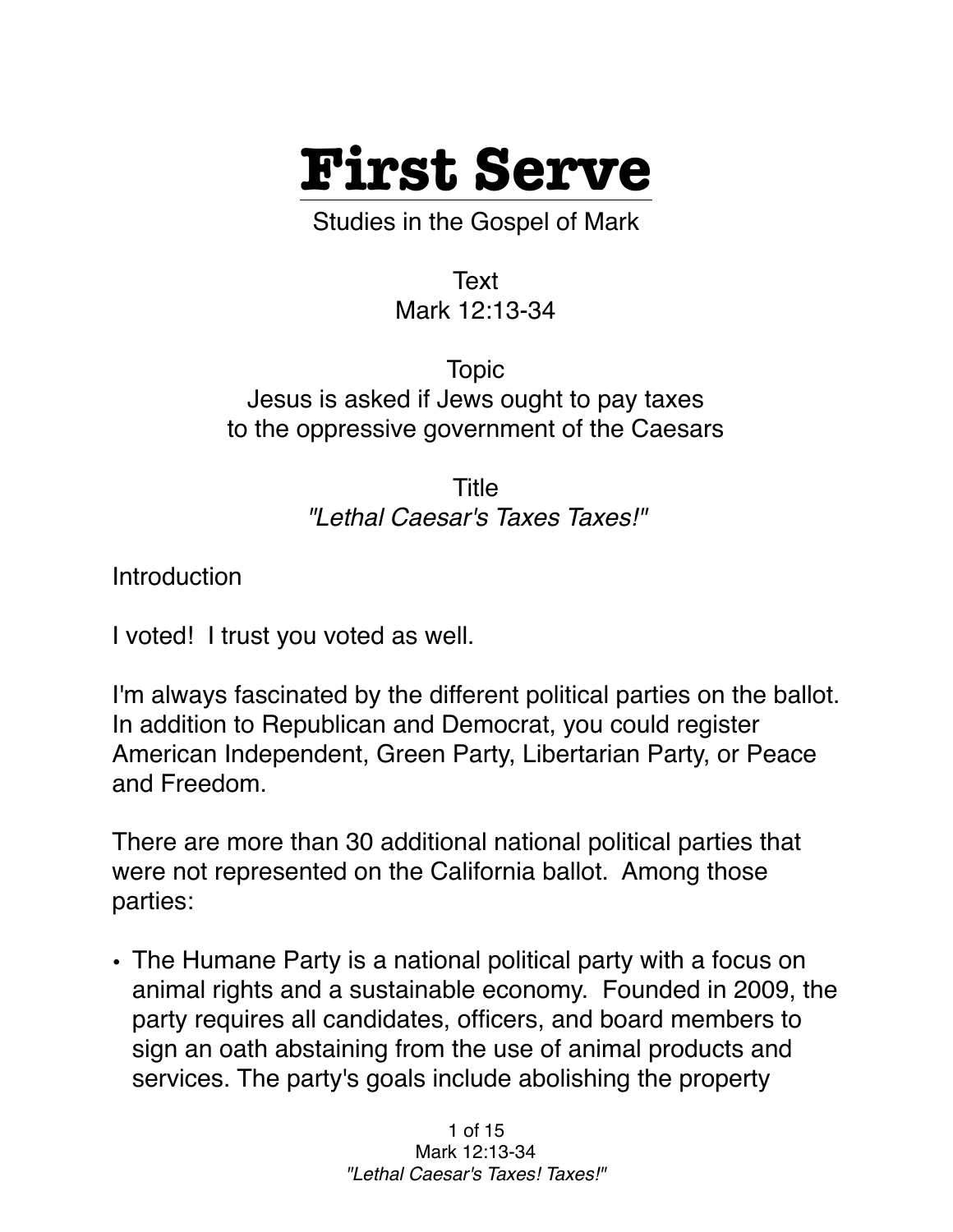# First Serve

Studies in the Gospel of Mark

Text
Mark 12:13-34

Topic
Jesus is asked if Jews ought to pay taxes
to the oppressive government of the Caesars

Title
*"Lethal Caesar's Taxes Taxes!"*

Introduction

I voted! I trust you voted as well.

I'm always fascinated by the different political parties on the ballot. In addition to Republican and Democrat, you could register American Independent, Green Party, Libertarian Party, or Peace and Freedom.

There are more than 30 additional national political parties that were not represented on the California ballot. Among those parties:

- The Humane Party is a national political party with a focus on animal rights and a sustainable economy. Founded in 2009, the party requires all candidates, officers, and board members to sign an oath abstaining from the use of animal products and services. The party's goals include abolishing the property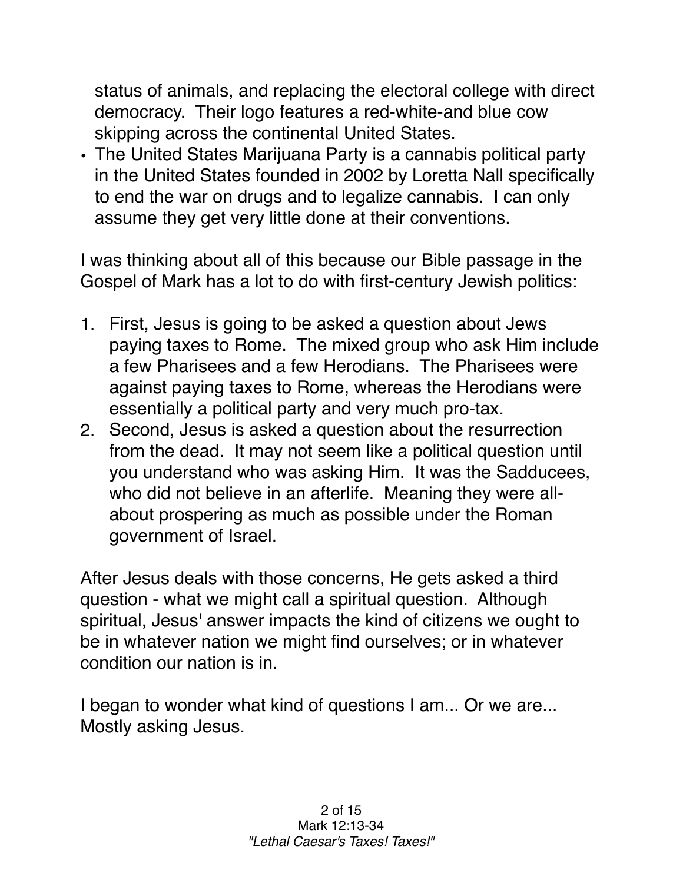status of animals, and replacing the electoral college with direct democracy. Their logo features a red-white-and blue cow skipping across the continental United States.
- The United States Marijuana Party is a cannabis political party in the United States founded in 2002 by Loretta Nall specifically to end the war on drugs and to legalize cannabis. I can only assume they get very little done at their conventions.

I was thinking about all of this because our Bible passage in the Gospel of Mark has a lot to do with first-century Jewish politics:

1. First, Jesus is going to be asked a question about Jews paying taxes to Rome. The mixed group who ask Him include a few Pharisees and a few Herodians. The Pharisees were against paying taxes to Rome, whereas the Herodians were essentially a political party and very much pro-tax.
2. Second, Jesus is asked a question about the resurrection from the dead. It may not seem like a political question until you understand who was asking Him. It was the Sadducees, who did not believe in an afterlife. Meaning they were all-about prospering as much as possible under the Roman government of Israel.

After Jesus deals with those concerns, He gets asked a third question - what we might call a spiritual question. Although spiritual, Jesus' answer impacts the kind of citizens we ought to be in whatever nation we might find ourselves; or in whatever condition our nation is in.

I began to wonder what kind of questions I am... Or we are... Mostly asking Jesus.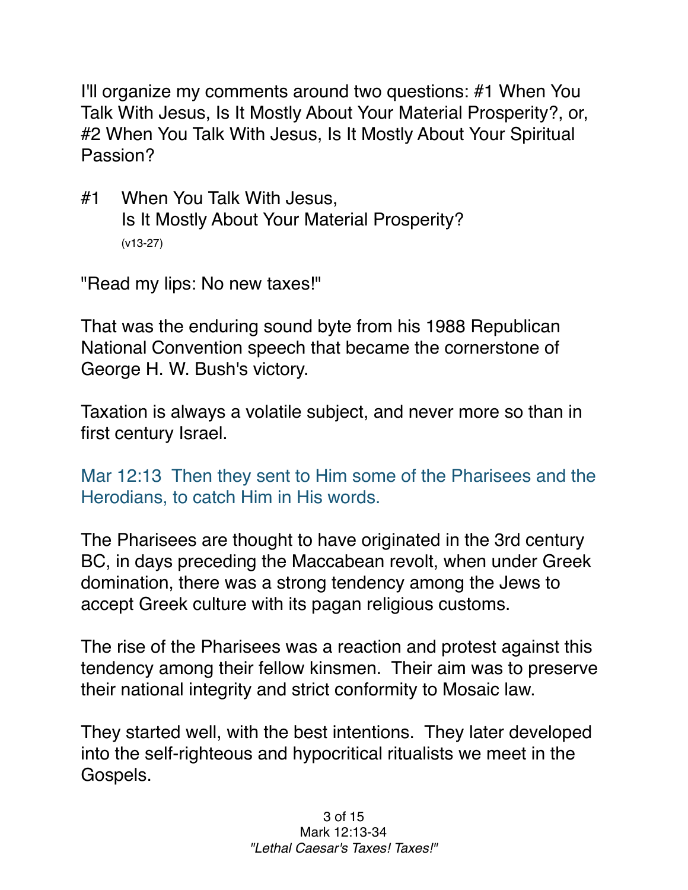I'll organize my comments around two questions: #1 When You Talk With Jesus, Is It Mostly About Your Material Prosperity?, or, #2 When You Talk With Jesus, Is It Mostly About Your Spiritual Passion?

## #1 When You Talk With Jesus, Is It Mostly About Your Material Prosperity? (v13-27)

"Read my lips: No new taxes!"

That was the enduring sound byte from his 1988 Republican National Convention speech that became the cornerstone of George H. W. Bush's victory.

Taxation is always a volatile subject, and never more so than in first century Israel.

Mar 12:13 Then they sent to Him some of the Pharisees and the Herodians, to catch Him in His words.

The Pharisees are thought to have originated in the 3rd century BC, in days preceding the Maccabean revolt, when under Greek domination, there was a strong tendency among the Jews to accept Greek culture with its pagan religious customs.

The rise of the Pharisees was a reaction and protest against this tendency among their fellow kinsmen. Their aim was to preserve their national integrity and strict conformity to Mosaic law.

They started well, with the best intentions. They later developed into the self-righteous and hypocritical ritualists we meet in the Gospels.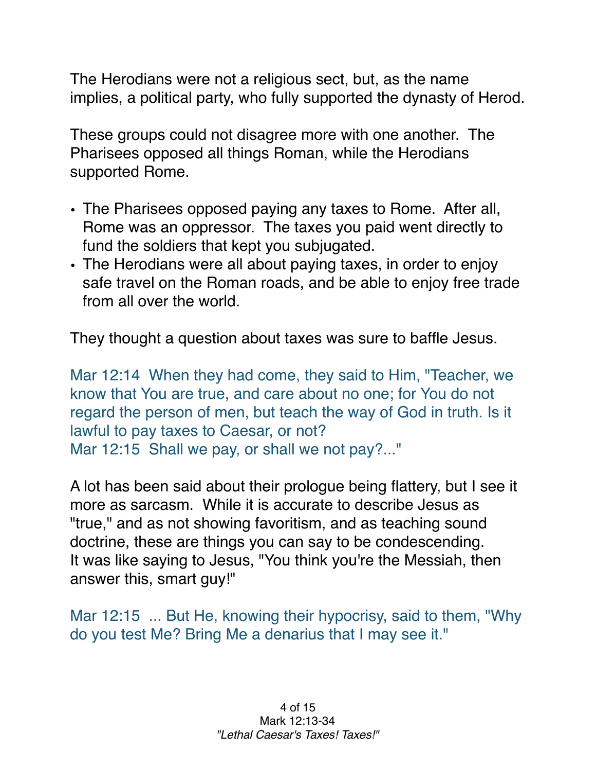The Herodians were not a religious sect, but, as the name implies, a political party, who fully supported the dynasty of Herod.

These groups could not disagree more with one another. The Pharisees opposed all things Roman, while the Herodians supported Rome.

- The Pharisees opposed paying any taxes to Rome. After all, Rome was an oppressor. The taxes you paid went directly to fund the soldiers that kept you subjugated.
- The Herodians were all about paying taxes, in order to enjoy safe travel on the Roman roads, and be able to enjoy free trade from all over the world.

They thought a question about taxes was sure to baffle Jesus.

Mar 12:14 When they had come, they said to Him, "Teacher, we know that You are true, and care about no one; for You do not regard the person of men, but teach the way of God in truth. Is it lawful to pay taxes to Caesar, or not?
Mar 12:15 Shall we pay, or shall we not pay?..."

A lot has been said about their prologue being flattery, but I see it more as sarcasm. While it is accurate to describe Jesus as "true," and as not showing favoritism, and as teaching sound doctrine, these are things you can say to be condescending. It was like saying to Jesus, "You think you're the Messiah, then answer this, smart guy!"

Mar 12:15 ... But He, knowing their hypocrisy, said to them, "Why do you test Me? Bring Me a denarius that I may see it."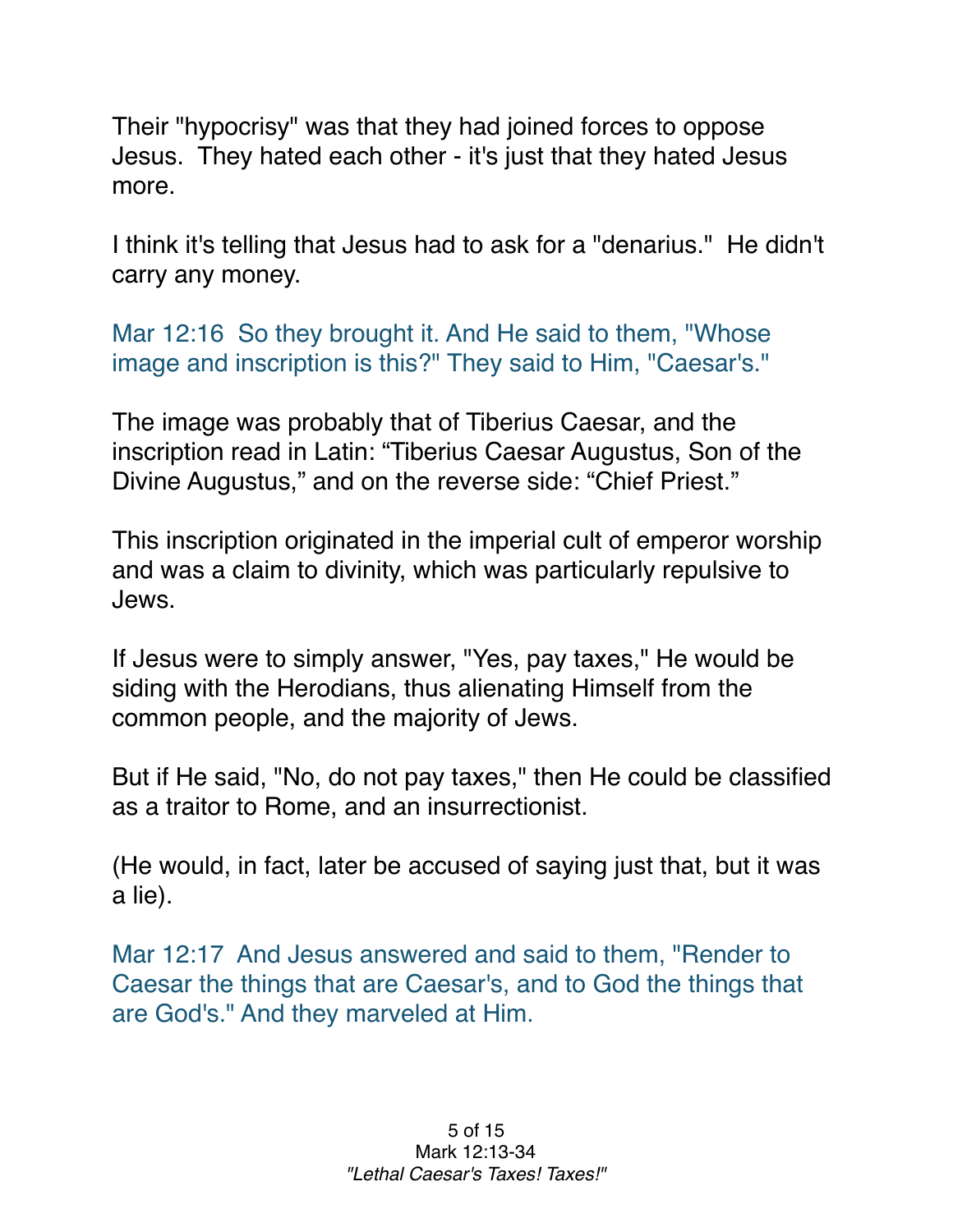Their "hypocrisy" was that they had joined forces to oppose Jesus. They hated each other - it's just that they hated Jesus more.

I think it's telling that Jesus had to ask for a "denarius." He didn't carry any money.

Mar 12:16 So they brought it. And He said to them, "Whose image and inscription is this?" They said to Him, "Caesar's."

The image was probably that of Tiberius Caesar, and the inscription read in Latin: “Tiberius Caesar Augustus, Son of the Divine Augustus,” and on the reverse side: “Chief Priest.”

This inscription originated in the imperial cult of emperor worship and was a claim to divinity, which was particularly repulsive to Jews.

If Jesus were to simply answer, "Yes, pay taxes," He would be siding with the Herodians, thus alienating Himself from the common people, and the majority of Jews.

But if He said, "No, do not pay taxes," then He could be classified as a traitor to Rome, and an insurrectionist.

(He would, in fact, later be accused of saying just that, but it was a lie).

Mar 12:17 And Jesus answered and said to them, "Render to Caesar the things that are Caesar's, and to God the things that are God's." And they marveled at Him.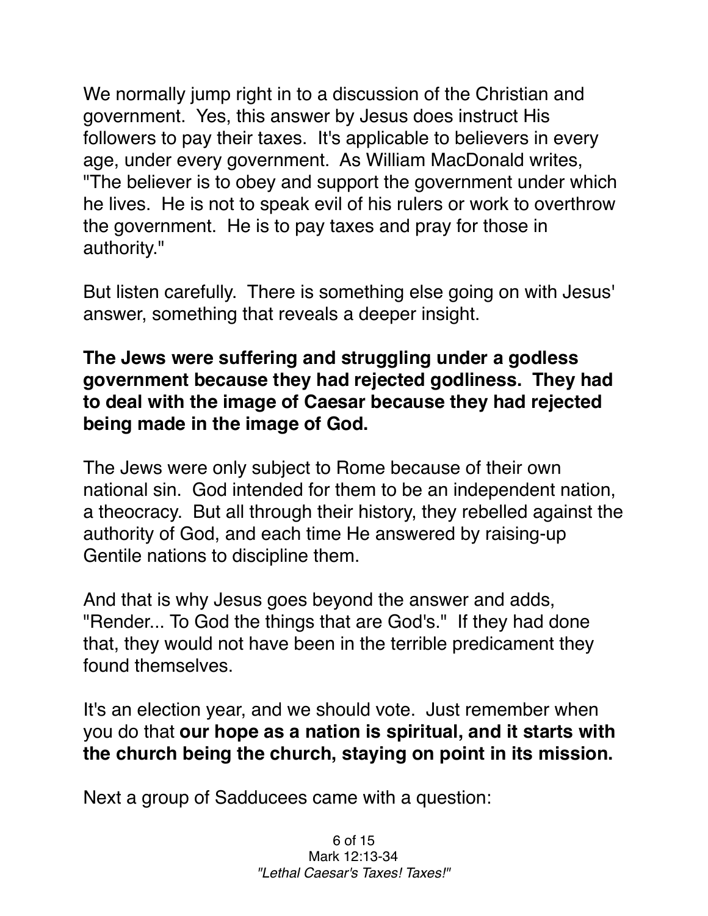We normally jump right in to a discussion of the Christian and government. Yes, this answer by Jesus does instruct His followers to pay their taxes. It's applicable to believers in every age, under every government. As William MacDonald writes, "The believer is to obey and support the government under which he lives. He is not to speak evil of his rulers or work to overthrow the government. He is to pay taxes and pray for those in authority."

But listen carefully. There is something else going on with Jesus' answer, something that reveals a deeper insight.

**The Jews were suffering and struggling under a godless government because they had rejected godliness. They had to deal with the image of Caesar because they had rejected being made in the image of God.**

The Jews were only subject to Rome because of their own national sin. God intended for them to be an independent nation, a theocracy. But all through their history, they rebelled against the authority of God, and each time He answered by raising-up Gentile nations to discipline them.

And that is why Jesus goes beyond the answer and adds, "Render... To God the things that are God's." If they had done that, they would not have been in the terrible predicament they found themselves.

It's an election year, and we should vote. Just remember when you do that **our hope as a nation is spiritual, and it starts with the church being the church, staying on point in its mission.**

Next a group of Sadducees came with a question: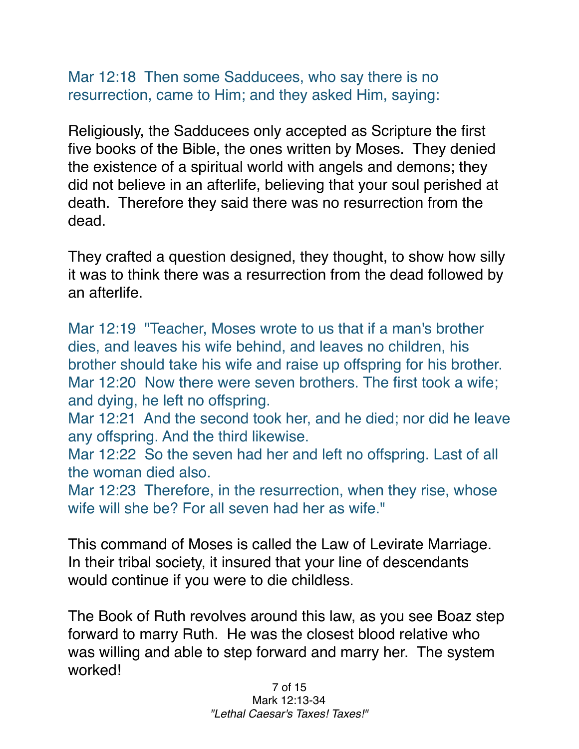Mar 12:18  Then some Sadducees, who say there is no resurrection, came to Him; and they asked Him, saying:

Religiously, the Sadducees only accepted as Scripture the first five books of the Bible, the ones written by Moses.  They denied the existence of a spiritual world with angels and demons; they did not believe in an afterlife, believing that your soul perished at death.  Therefore they said there was no resurrection from the dead.

They crafted a question designed, they thought, to show how silly it was to think there was a resurrection from the dead followed by an afterlife.

Mar 12:19  "Teacher, Moses wrote to us that if a man's brother dies, and leaves his wife behind, and leaves no children, his brother should take his wife and raise up offspring for his brother.
Mar 12:20  Now there were seven brothers. The first took a wife; and dying, he left no offspring.
Mar 12:21  And the second took her, and he died; nor did he leave any offspring. And the third likewise.
Mar 12:22  So the seven had her and left no offspring. Last of all the woman died also.
Mar 12:23  Therefore, in the resurrection, when they rise, whose wife will she be? For all seven had her as wife."

This command of Moses is called the Law of Levirate Marriage. In their tribal society, it insured that your line of descendants would continue if you were to die childless.

The Book of Ruth revolves around this law, as you see Boaz step forward to marry Ruth.  He was the closest blood relative who was willing and able to step forward and marry her.  The system worked!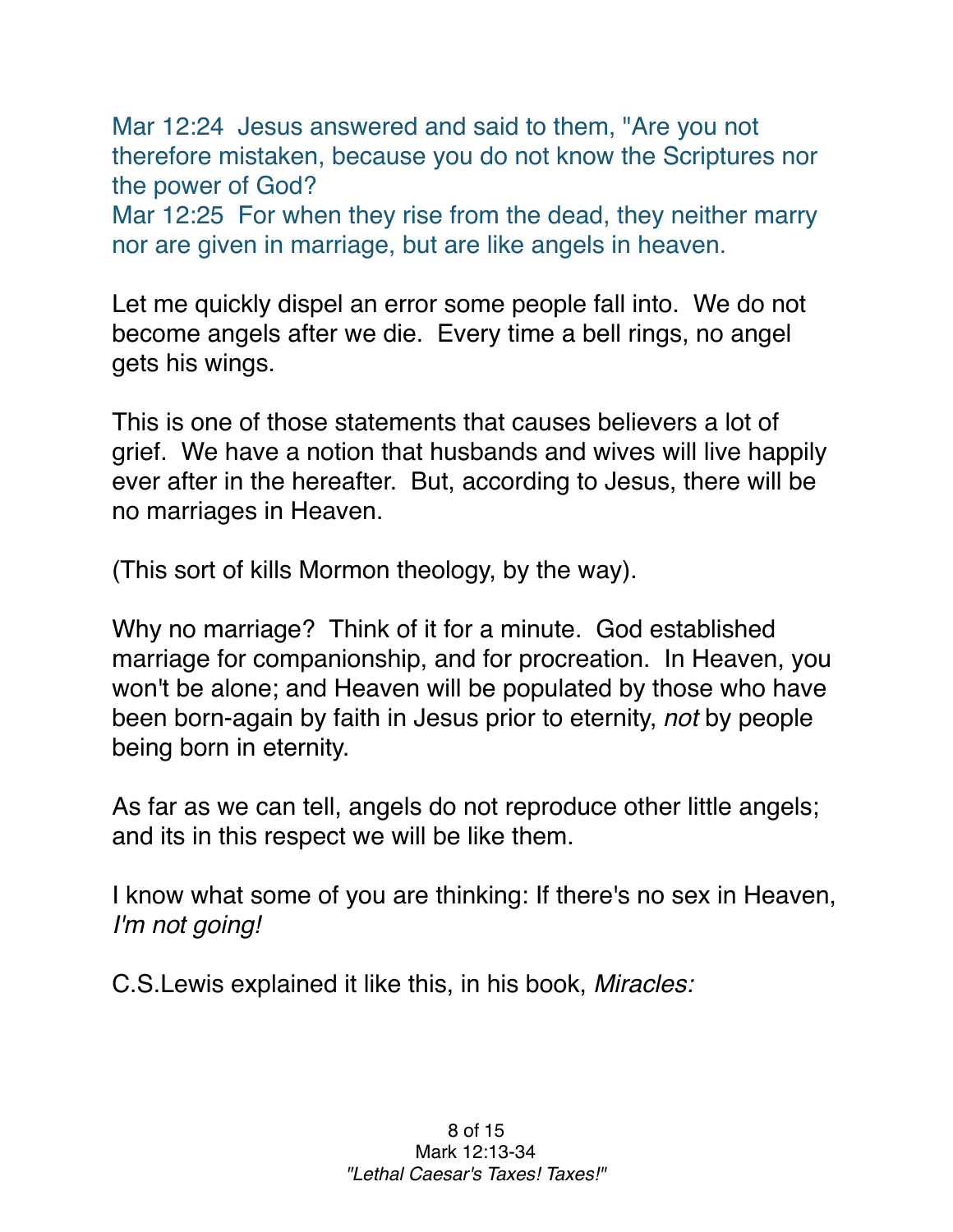Mar 12:24 Jesus answered and said to them, "Are you not therefore mistaken, because you do not know the Scriptures nor the power of God?
Mar 12:25 For when they rise from the dead, they neither marry nor are given in marriage, but are like angels in heaven.

Let me quickly dispel an error some people fall into. We do not become angels after we die. Every time a bell rings, no angel gets his wings.

This is one of those statements that causes believers a lot of grief. We have a notion that husbands and wives will live happily ever after in the hereafter. But, according to Jesus, there will be no marriages in Heaven.

(This sort of kills Mormon theology, by the way).

Why no marriage? Think of it for a minute. God established marriage for companionship, and for procreation. In Heaven, you won't be alone; and Heaven will be populated by those who have been born-again by faith in Jesus prior to eternity, *not* by people being born in eternity.

As far as we can tell, angels do not reproduce other little angels; and its in this respect we will be like them.

I know what some of you are thinking: If there's no sex in Heaven, *I'm not going!*

C.S.Lewis explained it like this, in his book, *Miracles:*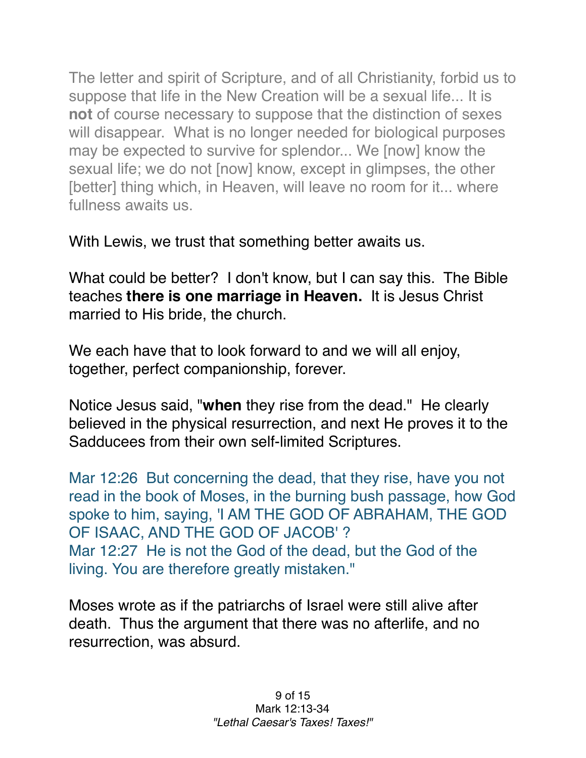The letter and spirit of Scripture, and of all Christianity, forbid us to suppose that life in the New Creation will be a sexual life... It is **not** of course necessary to suppose that the distinction of sexes will disappear. What is no longer needed for biological purposes may be expected to survive for splendor... We [now] know the sexual life; we do not [now] know, except in glimpses, the other [better] thing which, in Heaven, will leave no room for it... where fullness awaits us.

With Lewis, we trust that something better awaits us.

What could be better? I don't know, but I can say this. The Bible teaches **there is one marriage in Heaven.** It is Jesus Christ married to His bride, the church.

We each have that to look forward to and we will all enjoy, together, perfect companionship, forever.

Notice Jesus said, "**when** they rise from the dead." He clearly believed in the physical resurrection, and next He proves it to the Sadducees from their own self-limited Scriptures.

Mar 12:26 But concerning the dead, that they rise, have you not read in the book of Moses, in the burning bush passage, how God spoke to him, saying, 'I AM THE GOD OF ABRAHAM, THE GOD OF ISAAC, AND THE GOD OF JACOB' ?
Mar 12:27 He is not the God of the dead, but the God of the living. You are therefore greatly mistaken."

Moses wrote as if the patriarchs of Israel were still alive after death. Thus the argument that there was no afterlife, and no resurrection, was absurd.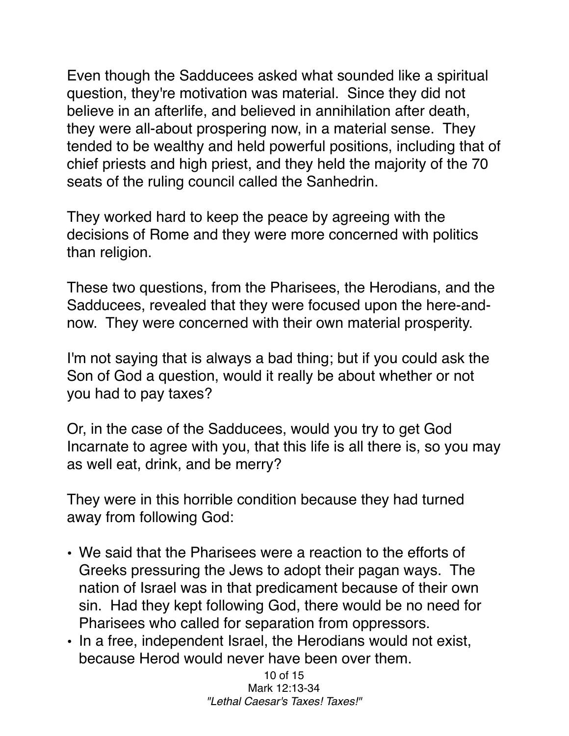Even though the Sadducees asked what sounded like a spiritual question, they're motivation was material. Since they did not believe in an afterlife, and believed in annihilation after death, they were all-about prospering now, in a material sense. They tended to be wealthy and held powerful positions, including that of chief priests and high priest, and they held the majority of the 70 seats of the ruling council called the Sanhedrin.

They worked hard to keep the peace by agreeing with the decisions of Rome and they were more concerned with politics than religion.

These two questions, from the Pharisees, the Herodians, and the Sadducees, revealed that they were focused upon the here-and-now. They were concerned with their own material prosperity.

I'm not saying that is always a bad thing; but if you could ask the Son of God a question, would it really be about whether or not you had to pay taxes?

Or, in the case of the Sadducees, would you try to get God Incarnate to agree with you, that this life is all there is, so you may as well eat, drink, and be merry?

They were in this horrible condition because they had turned away from following God:

- We said that the Pharisees were a reaction to the efforts of Greeks pressuring the Jews to adopt their pagan ways. The nation of Israel was in that predicament because of their own sin. Had they kept following God, there would be no need for Pharisees who called for separation from oppressors.
- In a free, independent Israel, the Herodians would not exist, because Herod would never have been over them.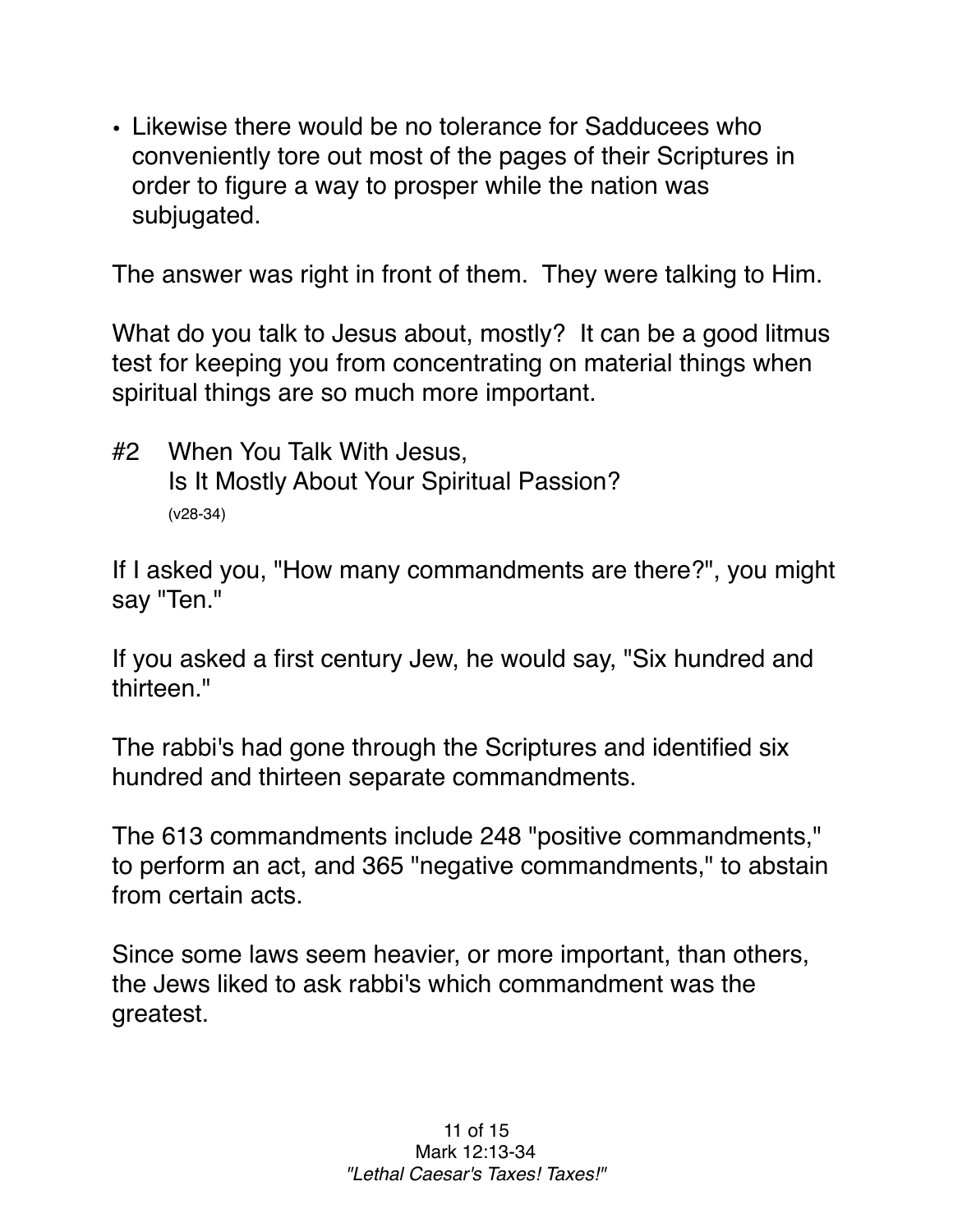- Likewise there would be no tolerance for Sadducees who conveniently tore out most of the pages of their Scriptures in order to figure a way to prosper while the nation was subjugated.

The answer was right in front of them. They were talking to Him.

What do you talk to Jesus about, mostly? It can be a good litmus test for keeping you from concentrating on material things when spiritual things are so much more important.

## #2 When You Talk With Jesus, Is It Mostly About Your Spiritual Passion? (v28-34)

If I asked you, "How many commandments are there?", you might say "Ten."

If you asked a first century Jew, he would say, "Six hundred and thirteen."

The rabbi's had gone through the Scriptures and identified six hundred and thirteen separate commandments.

The 613 commandments include 248 "positive commandments," to perform an act, and 365 "negative commandments," to abstain from certain acts.

Since some laws seem heavier, or more important, than others, the Jews liked to ask rabbi's which commandment was the greatest.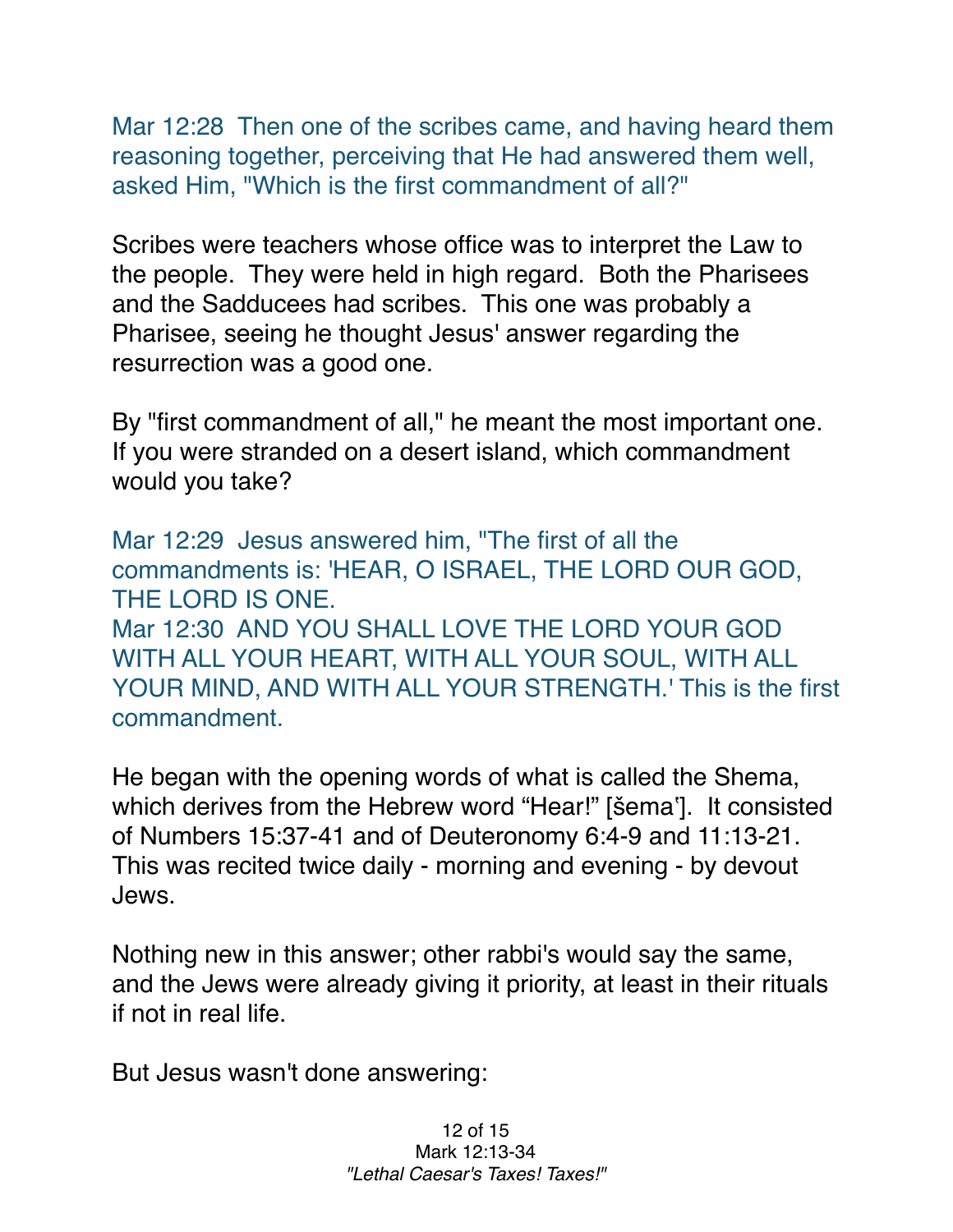Mar 12:28  Then one of the scribes came, and having heard them reasoning together, perceiving that He had answered them well, asked Him, "Which is the first commandment of all?"

Scribes were teachers whose office was to interpret the Law to the people.  They were held in high regard.  Both the Pharisees and the Sadducees had scribes.  This one was probably a Pharisee, seeing he thought Jesus' answer regarding the resurrection was a good one.

By "first commandment of all," he meant the most important one.  If you were stranded on a desert island, which commandment would you take?

Mar 12:29  Jesus answered him, "The first of all the commandments is: 'HEAR, O ISRAEL, THE LORD OUR GOD, THE LORD IS ONE.
Mar 12:30  AND YOU SHALL LOVE THE LORD YOUR GOD WITH ALL YOUR HEART, WITH ALL YOUR SOUL, WITH ALL YOUR MIND, AND WITH ALL YOUR STRENGTH.' This is the first commandment.

He began with the opening words of what is called the Shema, which derives from the Hebrew word "Hear!" [šemaʿ].  It consisted of Numbers 15:37-41 and of Deuteronomy 6:4-9 and 11:13-21.  This was recited twice daily - morning and evening - by devout Jews.

Nothing new in this answer; other rabbi's would say the same, and the Jews were already giving it priority, at least in their rituals if not in real life.

But Jesus wasn't done answering: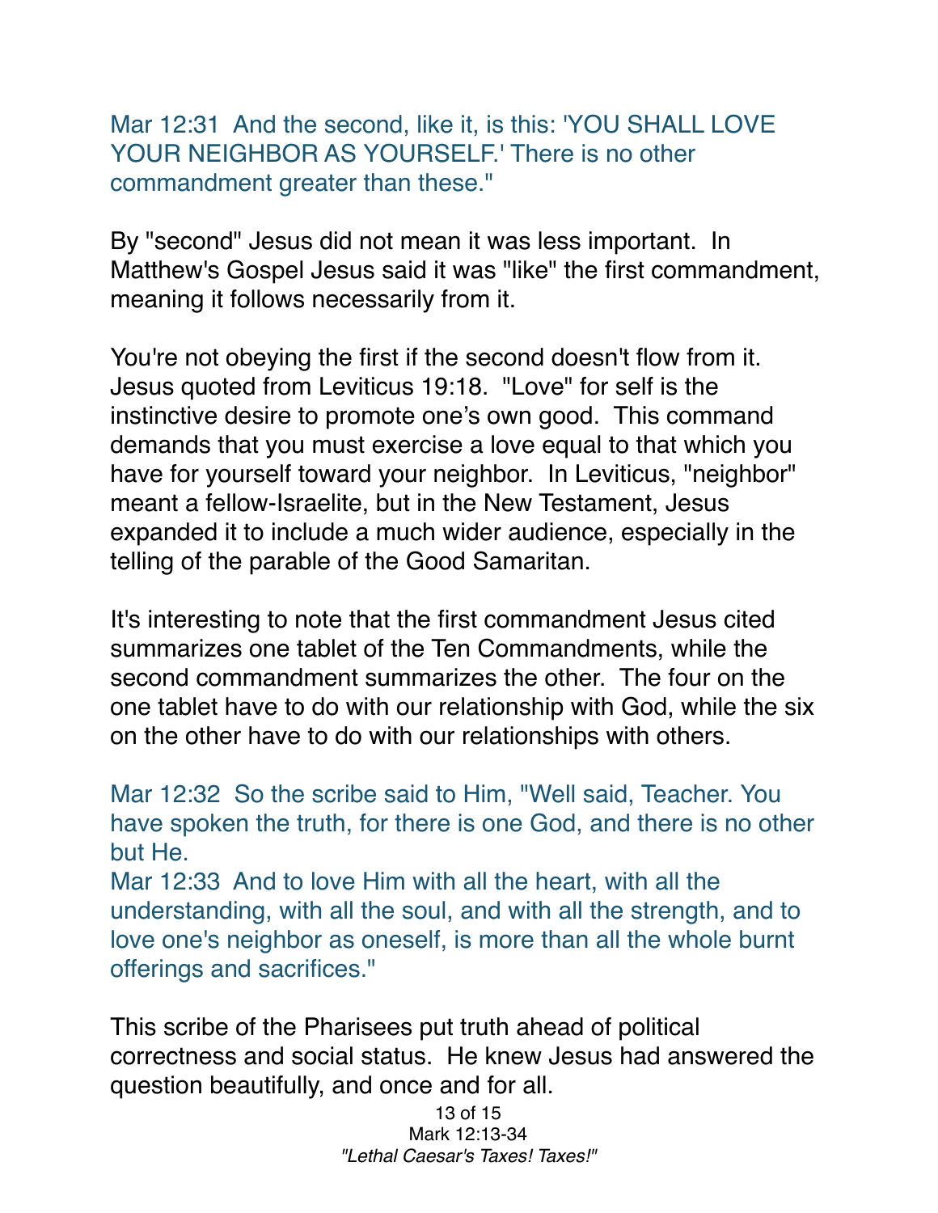Mar 12:31 And the second, like it, is this: 'YOU SHALL LOVE YOUR NEIGHBOR AS YOURSELF.' There is no other commandment greater than these."

By "second" Jesus did not mean it was less important. In Matthew's Gospel Jesus said it was "like" the first commandment, meaning it follows necessarily from it.

You're not obeying the first if the second doesn't flow from it. Jesus quoted from Leviticus 19:18. "Love" for self is the instinctive desire to promote one's own good. This command demands that you must exercise a love equal to that which you have for yourself toward your neighbor. In Leviticus, "neighbor" meant a fellow-Israelite, but in the New Testament, Jesus expanded it to include a much wider audience, especially in the telling of the parable of the Good Samaritan.

It's interesting to note that the first commandment Jesus cited summarizes one tablet of the Ten Commandments, while the second commandment summarizes the other. The four on the one tablet have to do with our relationship with God, while the six on the other have to do with our relationships with others.

Mar 12:32 So the scribe said to Him, "Well said, Teacher. You have spoken the truth, for there is one God, and there is no other but He.
Mar 12:33 And to love Him with all the heart, with all the understanding, with all the soul, and with all the strength, and to love one's neighbor as oneself, is more than all the whole burnt offerings and sacrifices."

This scribe of the Pharisees put truth ahead of political correctness and social status. He knew Jesus had answered the question beautifully, and once and for all.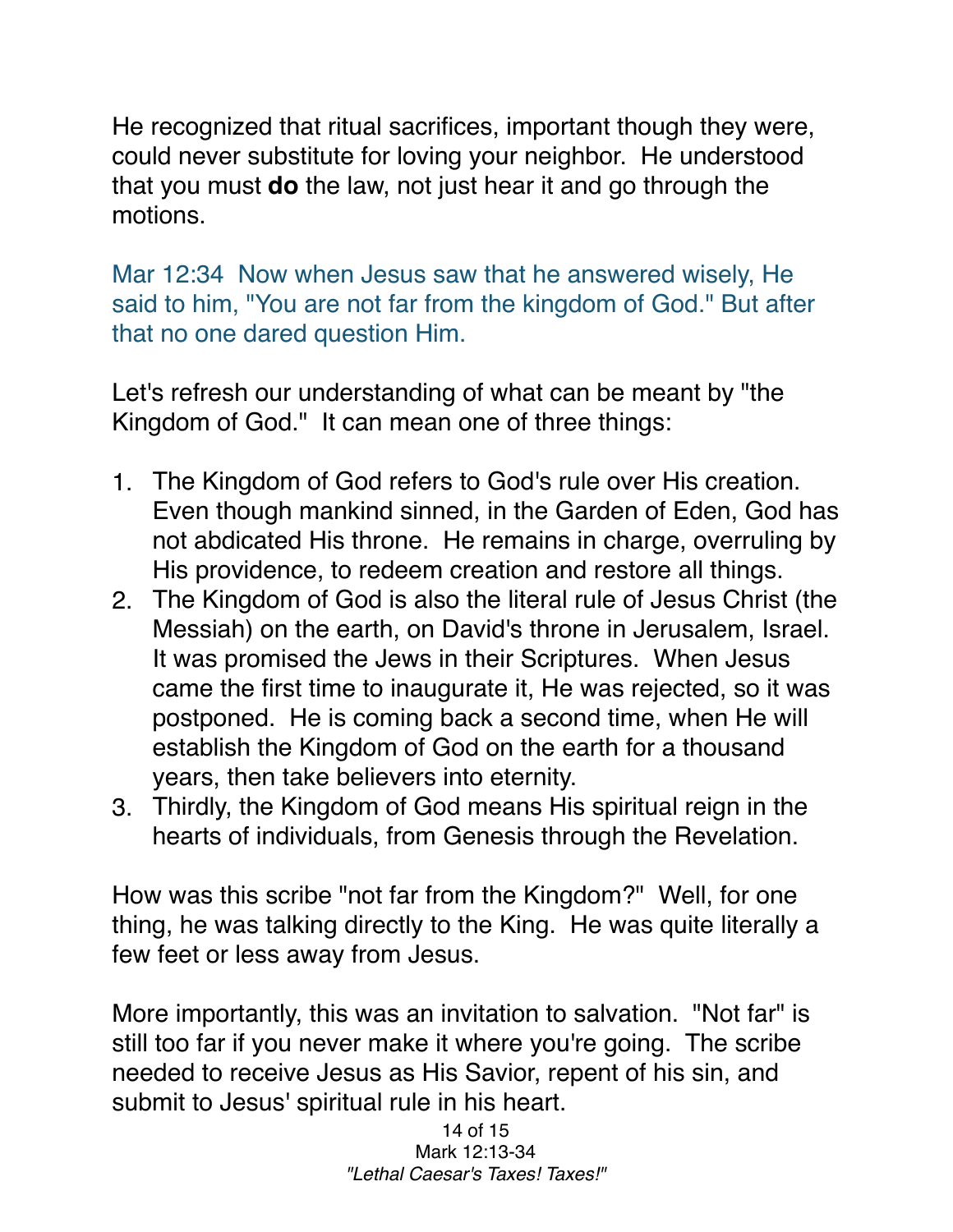He recognized that ritual sacrifices, important though they were, could never substitute for loving your neighbor. He understood that you must **do** the law, not just hear it and go through the motions.

Mar 12:34 Now when Jesus saw that he answered wisely, He said to him, "You are not far from the kingdom of God." But after that no one dared question Him.

Let's refresh our understanding of what can be meant by "the Kingdom of God." It can mean one of three things:

1. The Kingdom of God refers to God's rule over His creation. Even though mankind sinned, in the Garden of Eden, God has not abdicated His throne. He remains in charge, overruling by His providence, to redeem creation and restore all things.
2. The Kingdom of God is also the literal rule of Jesus Christ (the Messiah) on the earth, on David's throne in Jerusalem, Israel. It was promised the Jews in their Scriptures. When Jesus came the first time to inaugurate it, He was rejected, so it was postponed. He is coming back a second time, when He will establish the Kingdom of God on the earth for a thousand years, then take believers into eternity.
3. Thirdly, the Kingdom of God means His spiritual reign in the hearts of individuals, from Genesis through the Revelation.

How was this scribe "not far from the Kingdom?" Well, for one thing, he was talking directly to the King. He was quite literally a few feet or less away from Jesus.

More importantly, this was an invitation to salvation. "Not far" is still too far if you never make it where you're going. The scribe needed to receive Jesus as His Savior, repent of his sin, and submit to Jesus' spiritual rule in his heart.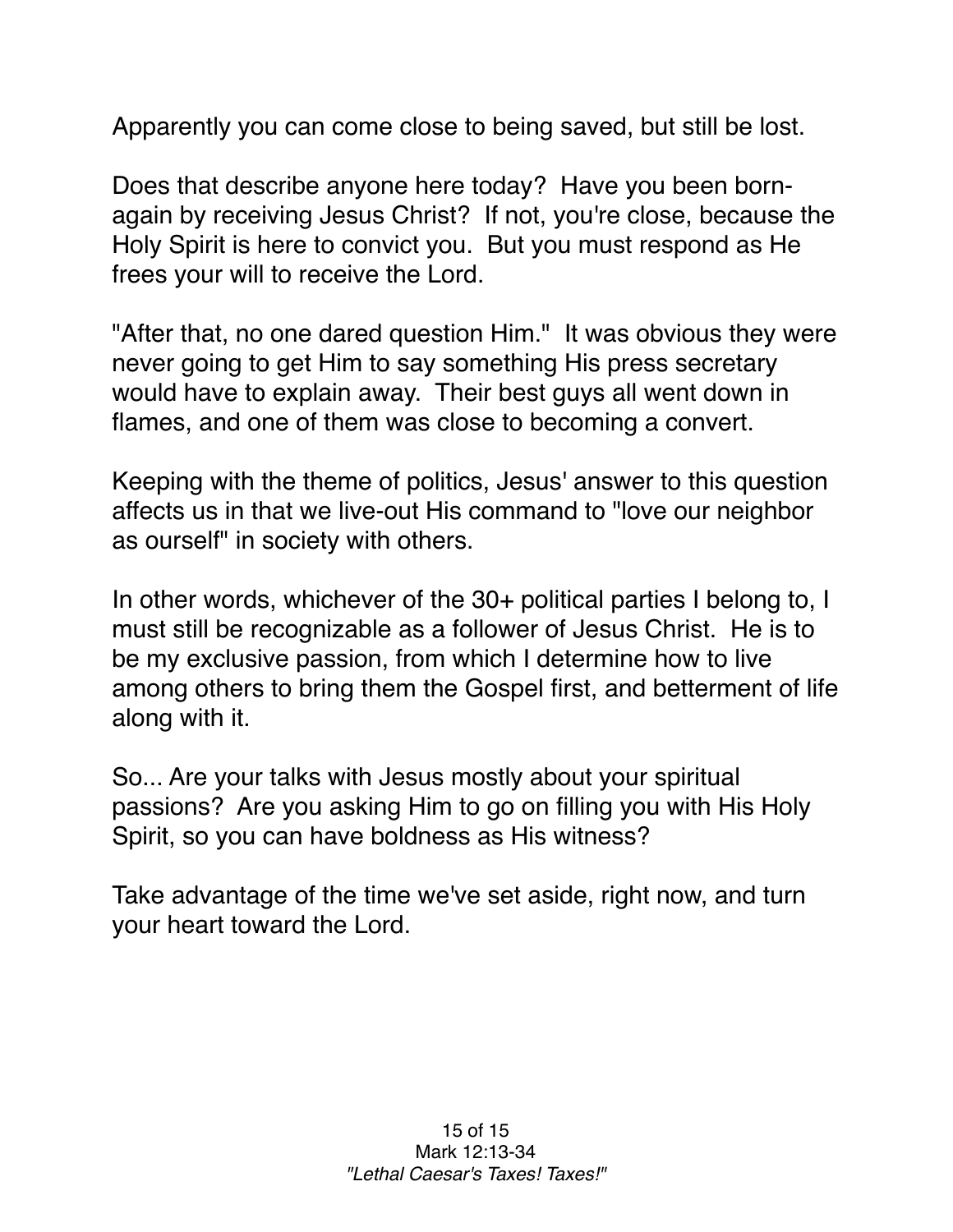Apparently you can come close to being saved, but still be lost.

Does that describe anyone here today? Have you been born-again by receiving Jesus Christ? If not, you're close, because the Holy Spirit is here to convict you. But you must respond as He frees your will to receive the Lord.

"After that, no one dared question Him." It was obvious they were never going to get Him to say something His press secretary would have to explain away. Their best guys all went down in flames, and one of them was close to becoming a convert.

Keeping with the theme of politics, Jesus' answer to this question affects us in that we live-out His command to "love our neighbor as ourself" in society with others.

In other words, whichever of the 30+ political parties I belong to, I must still be recognizable as a follower of Jesus Christ. He is to be my exclusive passion, from which I determine how to live among others to bring them the Gospel first, and betterment of life along with it.

So... Are your talks with Jesus mostly about your spiritual passions? Are you asking Him to go on filling you with His Holy Spirit, so you can have boldness as His witness?

Take advantage of the time we've set aside, right now, and turn your heart toward the Lord.